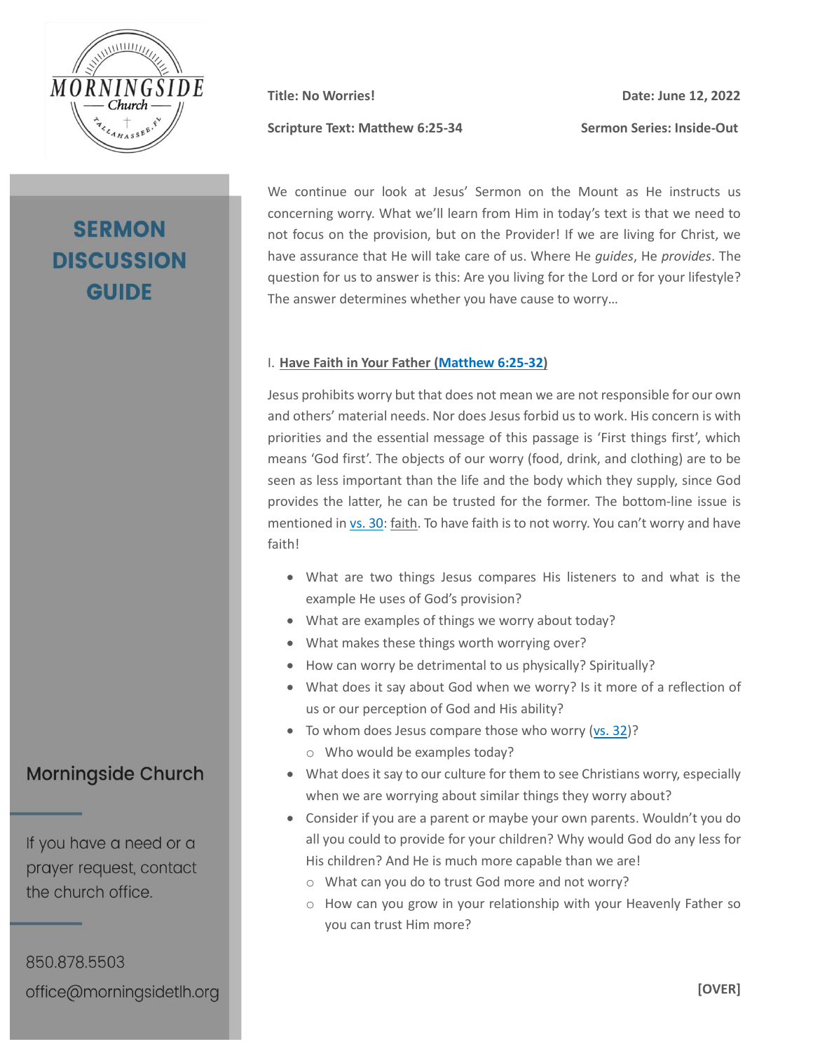MORNINGSIDE Church TALLAHASSEE, FL

# SERMON DISCUSSION GUIDE

**Title: No Worries!** | **Date: June 12, 2022**

**Scripture Text: Matthew 6:25-34** | **Sermon Series: Inside-Out**

We continue our look at Jesus' Sermon on the Mount as He instructs us concerning worry. What we'll learn from Him in today's text is that we need to not focus on the provision, but on the Provider! If we are living for Christ, we have assurance that He will take care of us. Where He *guides*, He *provides*. The question for us to answer is this: Are you living for the Lord or for your lifestyle? The answer determines whether you have cause to worry…

## I. Have Faith in Your Father (Matthew 6:25-32)

Jesus prohibits worry but that does not mean we are not responsible for our own and others' material needs. Nor does Jesus forbid us to work. His concern is with priorities and the essential message of this passage is 'First things first', which means 'God first'. The objects of our worry (food, drink, and clothing) are to be seen as less important than the life and the body which they supply, since God provides the latter, he can be trusted for the former. The bottom-line issue is mentioned in vs. 30: faith. To have faith is to not worry. You can't worry and have faith!

- What are two things Jesus compares His listeners to and what is the example He uses of God's provision?
- What are examples of things we worry about today?
- What makes these things worth worrying over?
- How can worry be detrimental to us physically? Spiritually?
- What does it say about God when we worry? Is it more of a reflection of us or our perception of God and His ability?
- To whom does Jesus compare those who worry (vs. 32)?
  - Who would be examples today?
- What does it say to our culture for them to see Christians worry, especially when we are worrying about similar things they worry about?
- Consider if you are a parent or maybe your own parents. Wouldn't you do all you could to provide for your children? Why would God do any less for His children? And He is much more capable than we are!
  - What can you do to trust God more and not worry?
  - How can you grow in your relationship with your Heavenly Father so you can trust Him more?

**[OVER]**

Morningside Church

If you have a need or a prayer request, contact the church office.

850.878.5503
office@morningsidetlh.org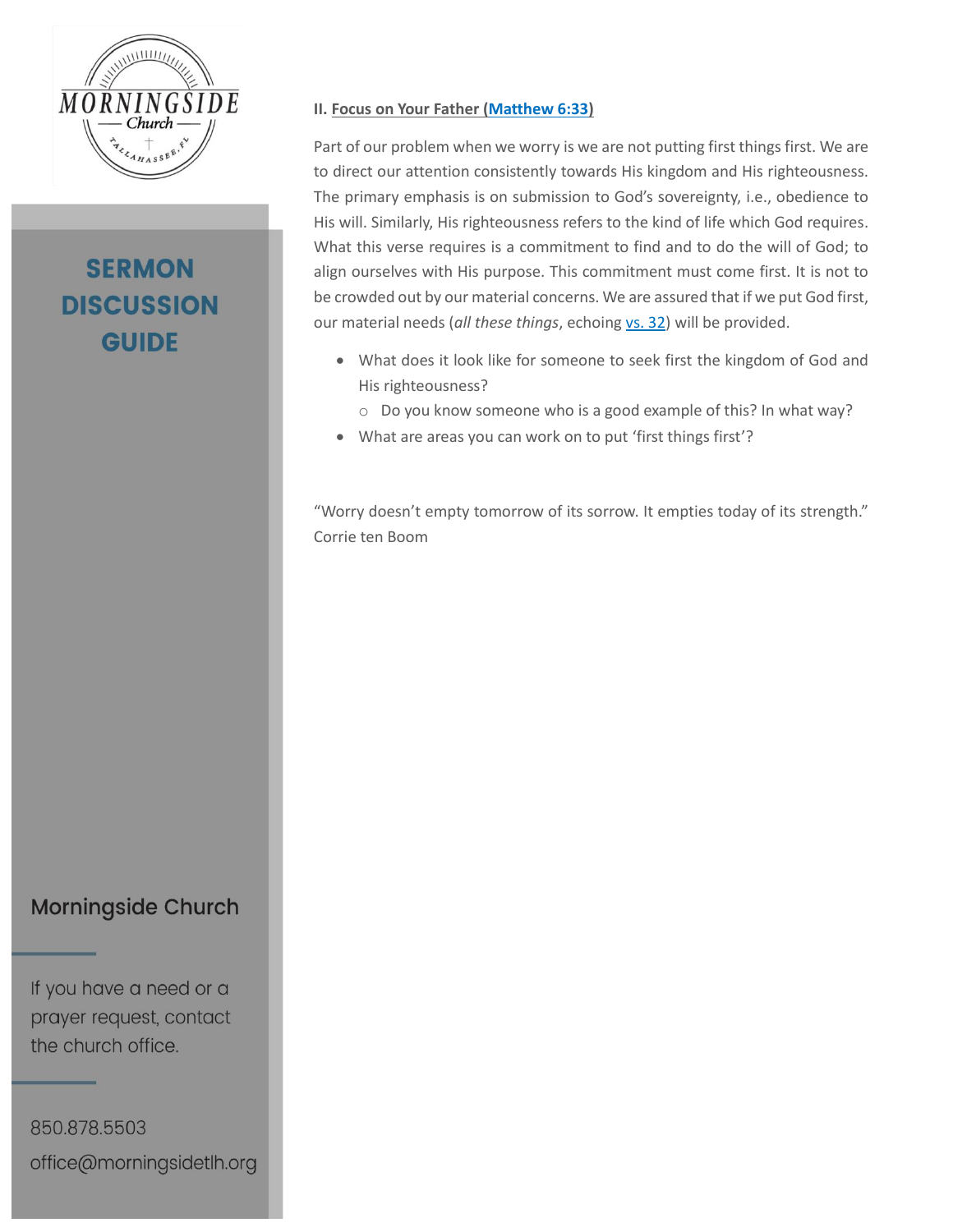SERMON DISCUSSION GUIDE

### II. Focus on Your Father (Matthew 6:33)

Part of our problem when we worry is we are not putting first things first. We are to direct our attention consistently towards His kingdom and His righteousness. The primary emphasis is on submission to God's sovereignty, i.e., obedience to His will. Similarly, His righteousness refers to the kind of life which God requires. What this verse requires is a commitment to find and to do the will of God; to align ourselves with His purpose. This commitment must come first. It is not to be crowded out by our material concerns. We are assured that if we put God first, our material needs (*all these things*, echoing vs. 32) will be provided.

- What does it look like for someone to seek first the kingdom of God and His righteousness?
    - Do you know someone who is a good example of this? In what way?
- What are areas you can work on to put 'first things first'?

"Worry doesn't empty tomorrow of its sorrow. It empties today of its strength." Corrie ten Boom

Morningside Church

If you have a need or a prayer request, contact the church office.

850.878.5503
office@morningsidetlh.org